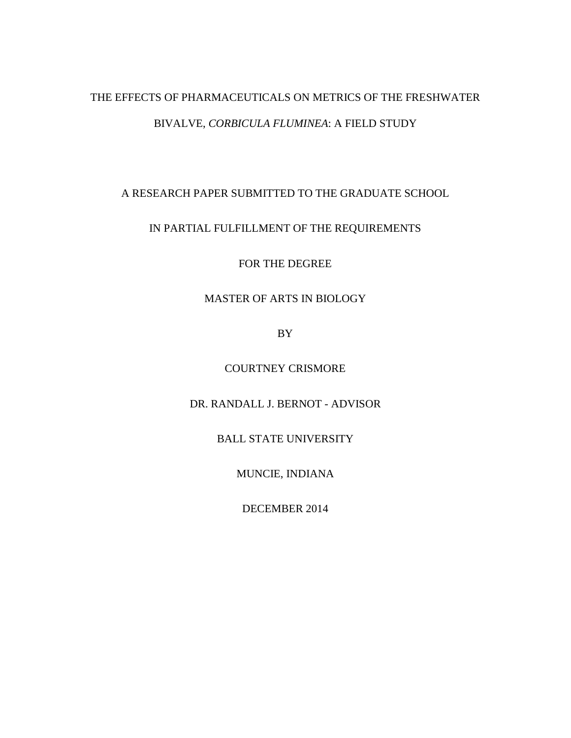# THE EFFECTS OF PHARMACEUTICALS ON METRICS OF THE FRESHWATER BIVALVE, *CORBICULA FLUMINEA*: A FIELD STUDY

A RESEARCH PAPER SUBMITTED TO THE GRADUATE SCHOOL

IN PARTIAL FULFILLMENT OF THE REQUIREMENTS

FOR THE DEGREE

MASTER OF ARTS IN BIOLOGY

BY

COURTNEY CRISMORE

DR. RANDALL J. BERNOT - ADVISOR

BALL STATE UNIVERSITY

MUNCIE, INDIANA

DECEMBER 2014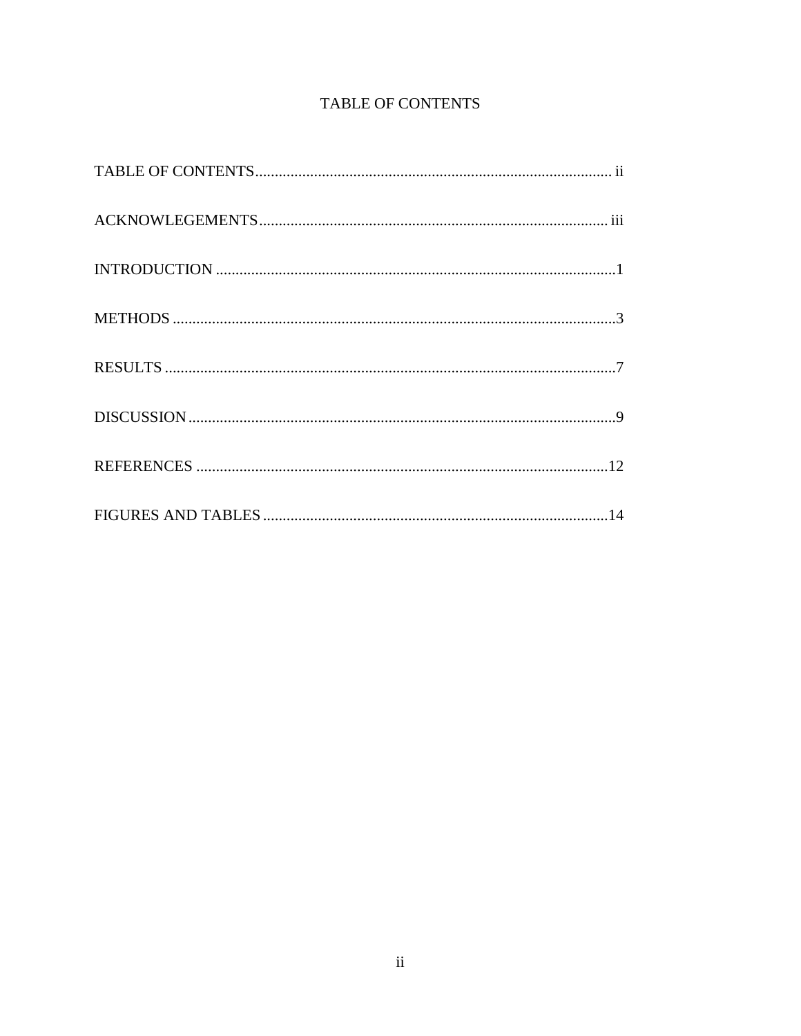# TABLE OF CONTENTS

TABLE OF CONTENTS.......................................................................................... ii

ACKNOWLEGEMENTS........................................................................................ iii

INTRODUCTION ......................................................................................................1

METHODS ..................................................................................................................3

RESULTS ....................................................................................................................7

DISCUSSION..............................................................................................................9

REFERENCES ..........................................................................................................12

FIGURES AND TABLES........................................................................................14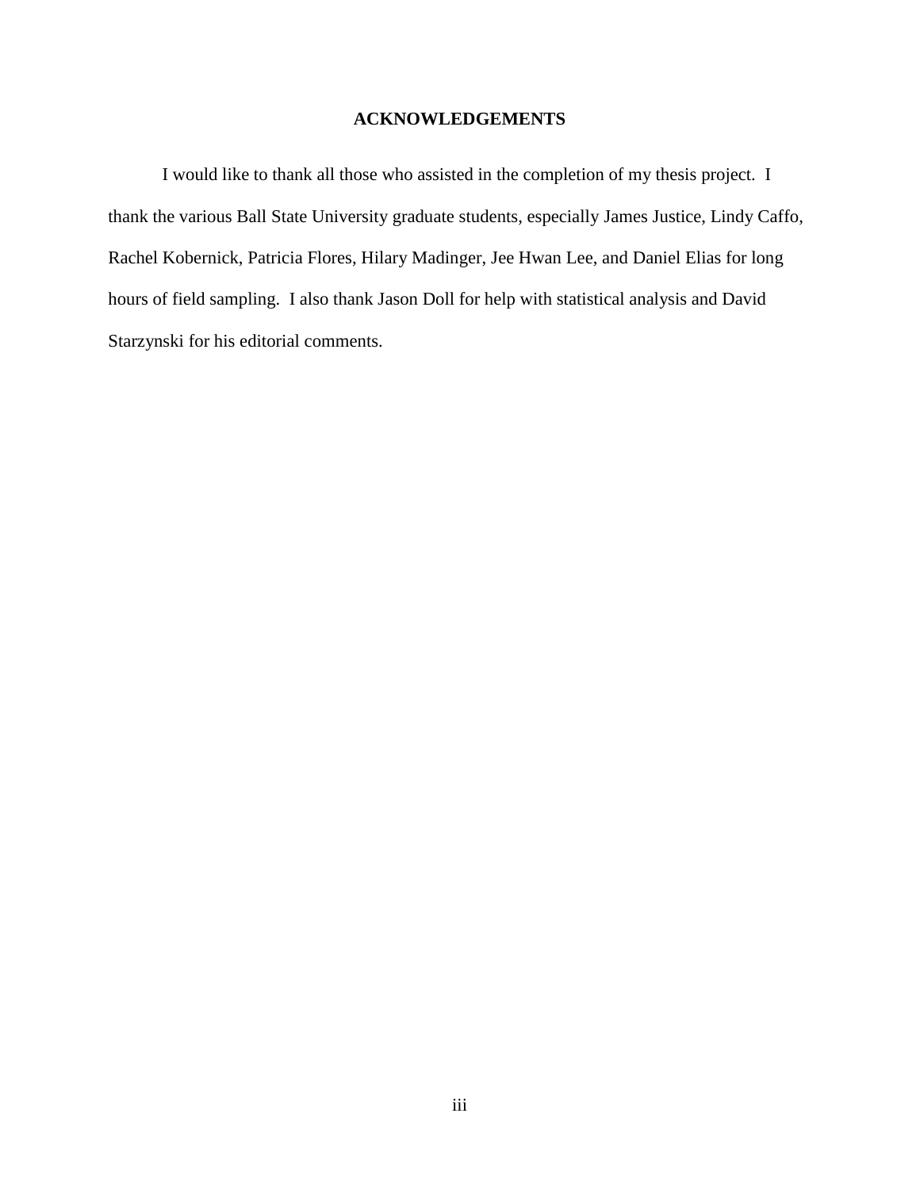# ACKNOWLEDGEMENTS

I would like to thank all those who assisted in the completion of my thesis project. I thank the various Ball State University graduate students, especially James Justice, Lindy Caffo, Rachel Kobernick, Patricia Flores, Hilary Madinger, Jee Hwan Lee, and Daniel Elias for long hours of field sampling. I also thank Jason Doll for help with statistical analysis and David Starzynski for his editorial comments.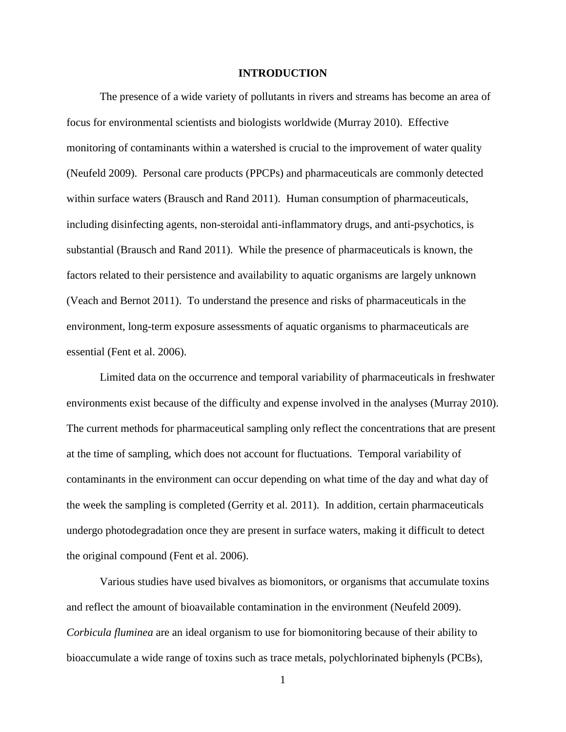# INTRODUCTION

The presence of a wide variety of pollutants in rivers and streams has become an area of focus for environmental scientists and biologists worldwide (Murray 2010). Effective monitoring of contaminants within a watershed is crucial to the improvement of water quality (Neufeld 2009). Personal care products (PPCPs) and pharmaceuticals are commonly detected within surface waters (Brausch and Rand 2011). Human consumption of pharmaceuticals, including disinfecting agents, non-steroidal anti-inflammatory drugs, and anti-psychotics, is substantial (Brausch and Rand 2011). While the presence of pharmaceuticals is known, the factors related to their persistence and availability to aquatic organisms are largely unknown (Veach and Bernot 2011). To understand the presence and risks of pharmaceuticals in the environment, long-term exposure assessments of aquatic organisms to pharmaceuticals are essential (Fent et al. 2006).

Limited data on the occurrence and temporal variability of pharmaceuticals in freshwater environments exist because of the difficulty and expense involved in the analyses (Murray 2010). The current methods for pharmaceutical sampling only reflect the concentrations that are present at the time of sampling, which does not account for fluctuations. Temporal variability of contaminants in the environment can occur depending on what time of the day and what day of the week the sampling is completed (Gerrity et al. 2011). In addition, certain pharmaceuticals undergo photodegradation once they are present in surface waters, making it difficult to detect the original compound (Fent et al. 2006).

Various studies have used bivalves as biomonitors, or organisms that accumulate toxins and reflect the amount of bioavailable contamination in the environment (Neufeld 2009). *Corbicula fluminea* are an ideal organism to use for biomonitoring because of their ability to bioaccumulate a wide range of toxins such as trace metals, polychlorinated biphenyls (PCBs),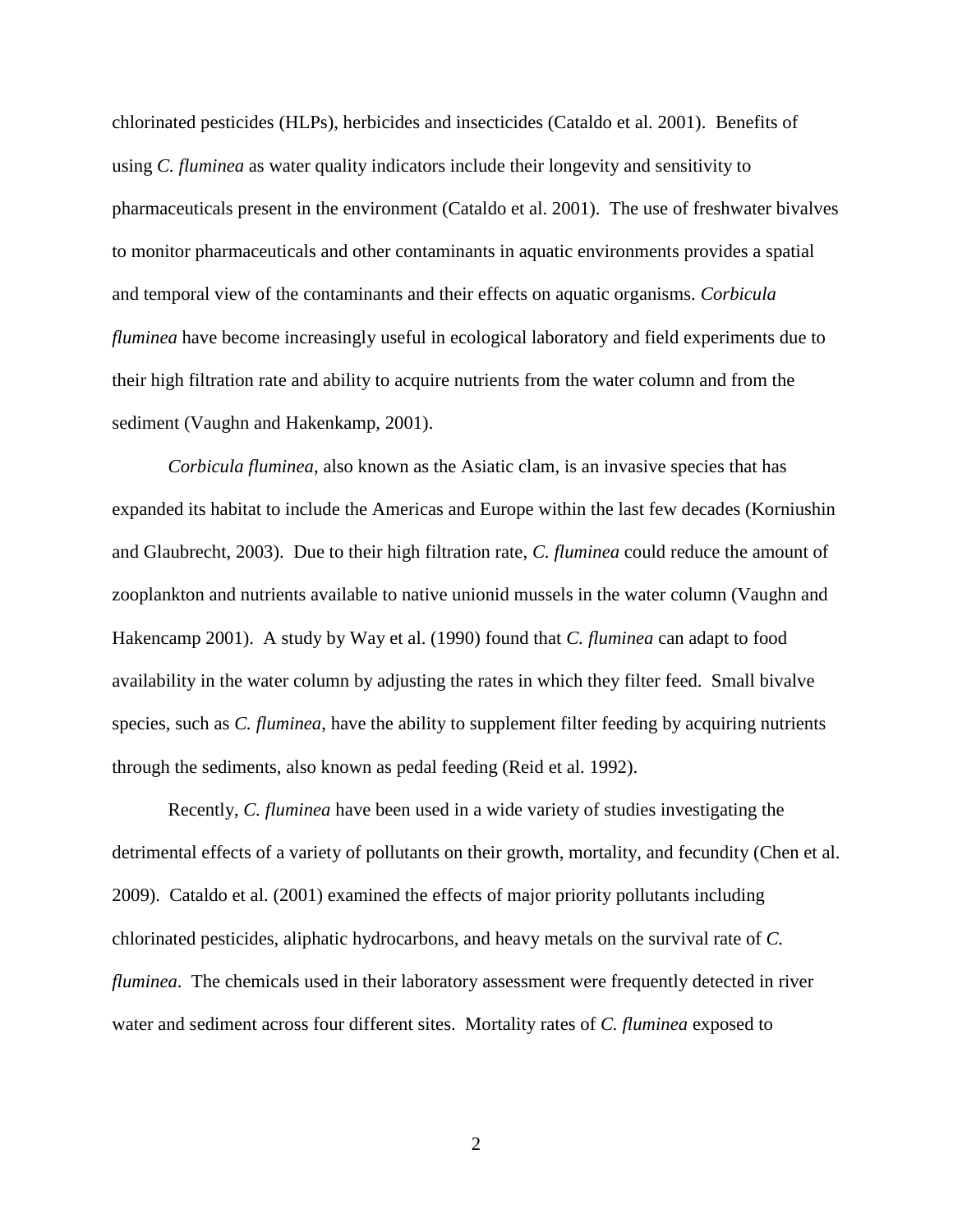chlorinated pesticides (HLPs), herbicides and insecticides (Cataldo et al. 2001). Benefits of using *C. fluminea* as water quality indicators include their longevity and sensitivity to pharmaceuticals present in the environment (Cataldo et al. 2001). The use of freshwater bivalves to monitor pharmaceuticals and other contaminants in aquatic environments provides a spatial and temporal view of the contaminants and their effects on aquatic organisms. *Corbicula fluminea* have become increasingly useful in ecological laboratory and field experiments due to their high filtration rate and ability to acquire nutrients from the water column and from the sediment (Vaughn and Hakenkamp, 2001).

*Corbicula fluminea*, also known as the Asiatic clam, is an invasive species that has expanded its habitat to include the Americas and Europe within the last few decades (Korniushin and Glaubrecht, 2003). Due to their high filtration rate, *C. fluminea* could reduce the amount of zooplankton and nutrients available to native unionid mussels in the water column (Vaughn and Hakencamp 2001). A study by Way et al. (1990) found that *C. fluminea* can adapt to food availability in the water column by adjusting the rates in which they filter feed. Small bivalve species, such as *C. fluminea*, have the ability to supplement filter feeding by acquiring nutrients through the sediments, also known as pedal feeding (Reid et al. 1992).

Recently, *C. fluminea* have been used in a wide variety of studies investigating the detrimental effects of a variety of pollutants on their growth, mortality, and fecundity (Chen et al. 2009). Cataldo et al. (2001) examined the effects of major priority pollutants including chlorinated pesticides, aliphatic hydrocarbons, and heavy metals on the survival rate of *C. fluminea*. The chemicals used in their laboratory assessment were frequently detected in river water and sediment across four different sites. Mortality rates of *C. fluminea* exposed to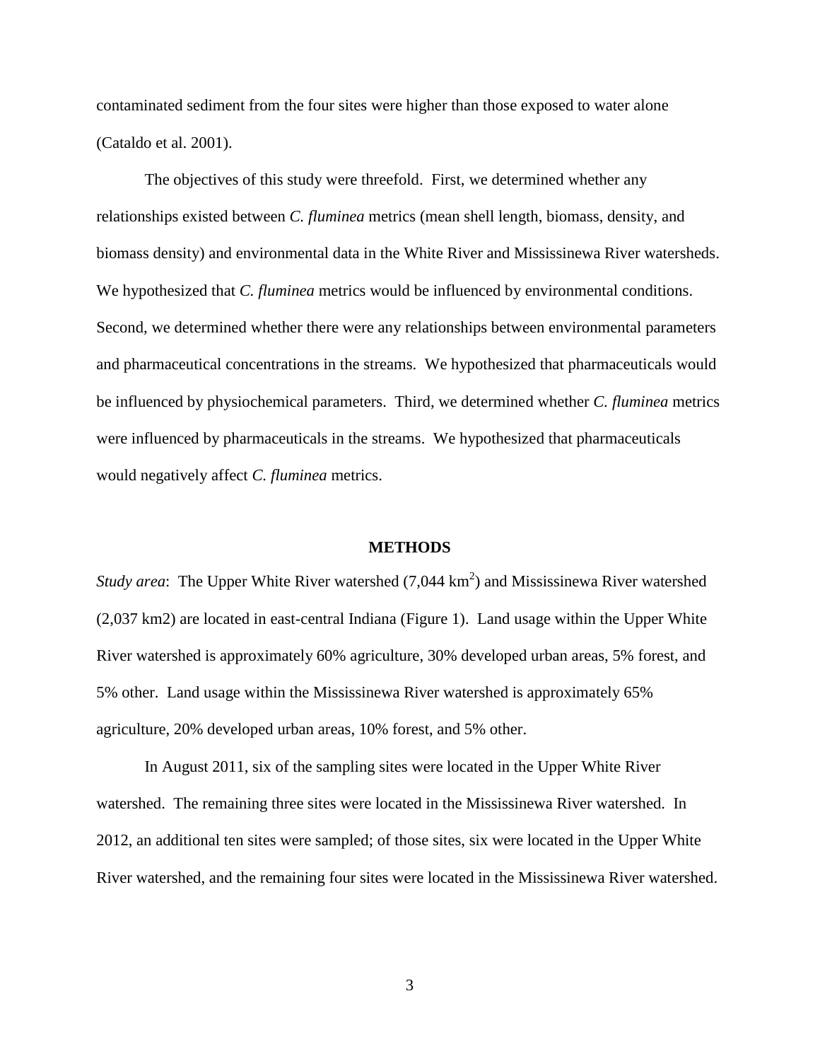contaminated sediment from the four sites were higher than those exposed to water alone (Cataldo et al. 2001).

The objectives of this study were threefold. First, we determined whether any relationships existed between *C. fluminea* metrics (mean shell length, biomass, density, and biomass density) and environmental data in the White River and Mississinewa River watersheds. We hypothesized that *C. fluminea* metrics would be influenced by environmental conditions. Second, we determined whether there were any relationships between environmental parameters and pharmaceutical concentrations in the streams. We hypothesized that pharmaceuticals would be influenced by physiochemical parameters. Third, we determined whether *C. fluminea* metrics were influenced by pharmaceuticals in the streams. We hypothesized that pharmaceuticals would negatively affect *C. fluminea* metrics.

## METHODS

*Study area*: The Upper White River watershed (7,044 $km^2$) and Mississinewa River watershed (2,037 km2) are located in east-central Indiana (Figure 1). Land usage within the Upper White River watershed is approximately 60% agriculture, 30% developed urban areas, 5% forest, and 5% other. Land usage within the Mississinewa River watershed is approximately 65% agriculture, 20% developed urban areas, 10% forest, and 5% other.

In August 2011, six of the sampling sites were located in the Upper White River watershed. The remaining three sites were located in the Mississinewa River watershed. In 2012, an additional ten sites were sampled; of those sites, six were located in the Upper White River watershed, and the remaining four sites were located in the Mississinewa River watershed.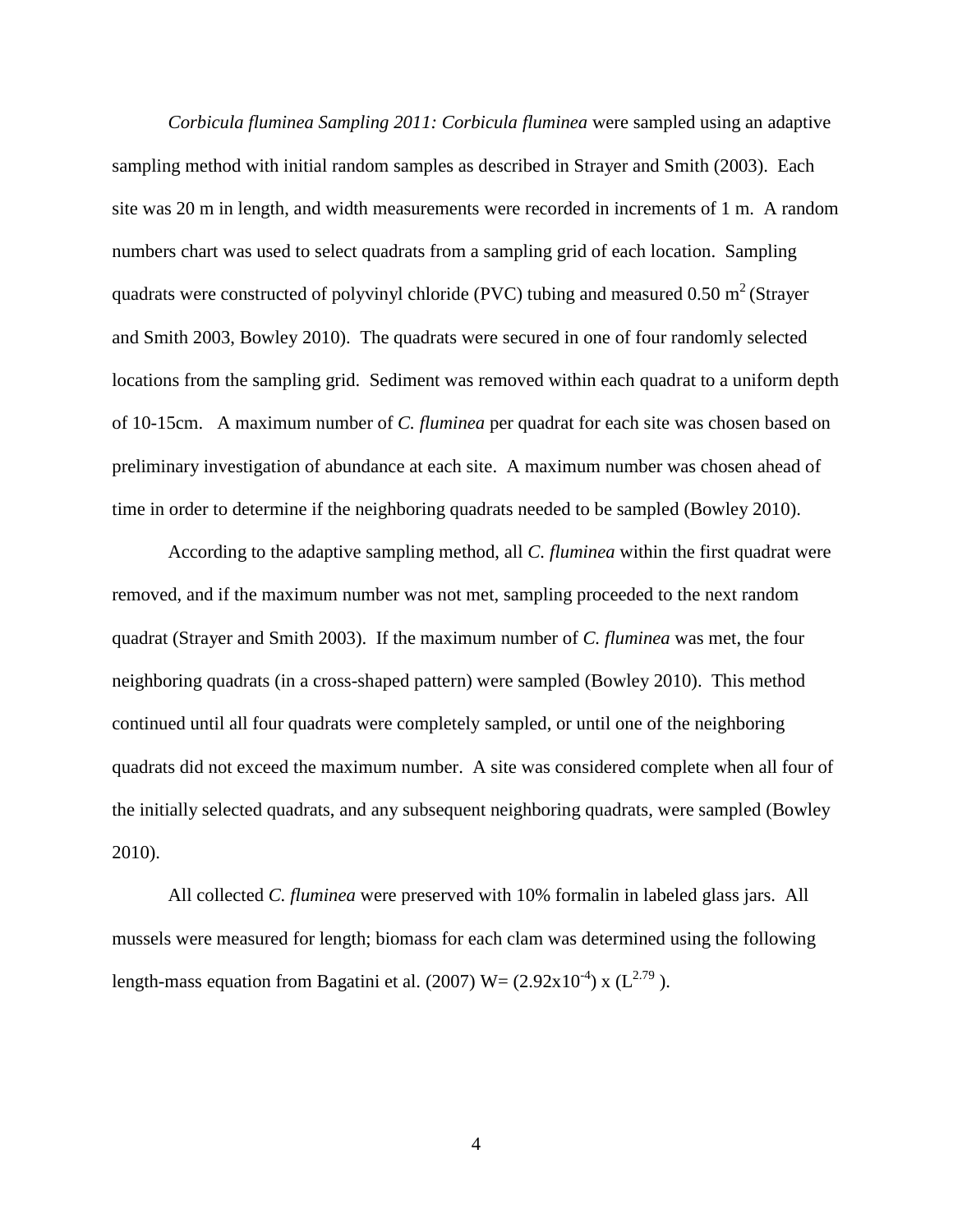*Corbicula fluminea Sampling 2011: Corbicula fluminea* were sampled using an adaptive sampling method with initial random samples as described in Strayer and Smith (2003). Each site was 20 m in length, and width measurements were recorded in increments of 1 m. A random numbers chart was used to select quadrats from a sampling grid of each location. Sampling quadrats were constructed of polyvinyl chloride (PVC) tubing and measured 0.50 $m^2$ (Strayer and Smith 2003, Bowley 2010). The quadrats were secured in one of four randomly selected locations from the sampling grid. Sediment was removed within each quadrat to a uniform depth of 10-15cm. A maximum number of *C. fluminea* per quadrat for each site was chosen based on preliminary investigation of abundance at each site. A maximum number was chosen ahead of time in order to determine if the neighboring quadrats needed to be sampled (Bowley 2010).

According to the adaptive sampling method, all *C. fluminea* within the first quadrat were removed, and if the maximum number was not met, sampling proceeded to the next random quadrat (Strayer and Smith 2003). If the maximum number of *C. fluminea* was met, the four neighboring quadrats (in a cross-shaped pattern) were sampled (Bowley 2010). This method continued until all four quadrats were completely sampled, or until one of the neighboring quadrats did not exceed the maximum number. A site was considered complete when all four of the initially selected quadrats, and any subsequent neighboring quadrats, were sampled (Bowley 2010).

All collected *C. fluminea* were preserved with 10% formalin in labeled glass jars. All mussels were measured for length; biomass for each clam was determined using the following length-mass equation from Bagatini et al. (2007) $W = (2.92 \times 10^{-4}) \times (L^{2.79})$.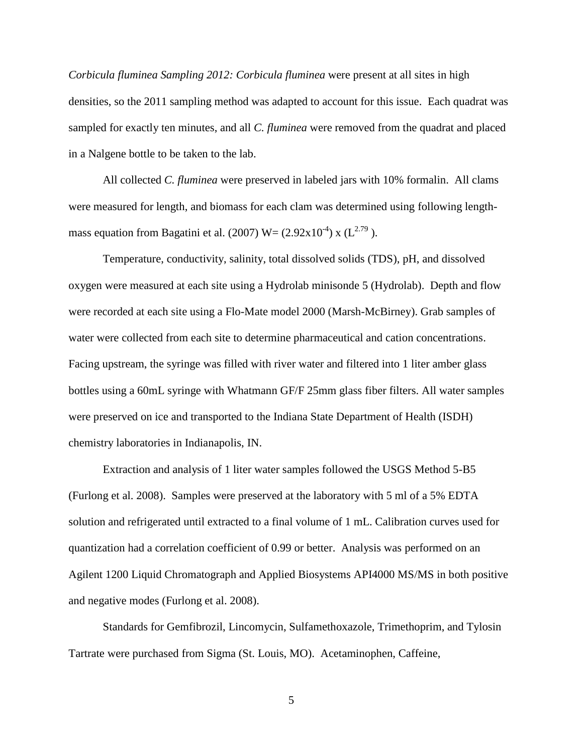*Corbicula fluminea Sampling 2012: Corbicula fluminea* were present at all sites in high densities, so the 2011 sampling method was adapted to account for this issue. Each quadrat was sampled for exactly ten minutes, and all *C. fluminea* were removed from the quadrat and placed in a Nalgene bottle to be taken to the lab.

All collected *C. fluminea* were preserved in labeled jars with 10% formalin. All clams were measured for length, and biomass for each clam was determined using following length-mass equation from Bagatini et al. (2007) $W = (2.92 \times 10^{-4}) \times (L^{2.79})$.

Temperature, conductivity, salinity, total dissolved solids (TDS), pH, and dissolved oxygen were measured at each site using a Hydrolab minisonde 5 (Hydrolab). Depth and flow were recorded at each site using a Flo-Mate model 2000 (Marsh-McBirney). Grab samples of water were collected from each site to determine pharmaceutical and cation concentrations. Facing upstream, the syringe was filled with river water and filtered into 1 liter amber glass bottles using a 60mL syringe with Whatmann GF/F 25mm glass fiber filters. All water samples were preserved on ice and transported to the Indiana State Department of Health (ISDH) chemistry laboratories in Indianapolis, IN.

Extraction and analysis of 1 liter water samples followed the USGS Method 5-B5 (Furlong et al. 2008). Samples were preserved at the laboratory with 5 ml of a 5% EDTA solution and refrigerated until extracted to a final volume of 1 mL. Calibration curves used for quantization had a correlation coefficient of 0.99 or better. Analysis was performed on an Agilent 1200 Liquid Chromatograph and Applied Biosystems API4000 MS/MS in both positive and negative modes (Furlong et al. 2008).

Standards for Gemfibrozil, Lincomycin, Sulfamethoxazole, Trimethoprim, and Tylosin Tartrate were purchased from Sigma (St. Louis, MO). Acetaminophen, Caffeine,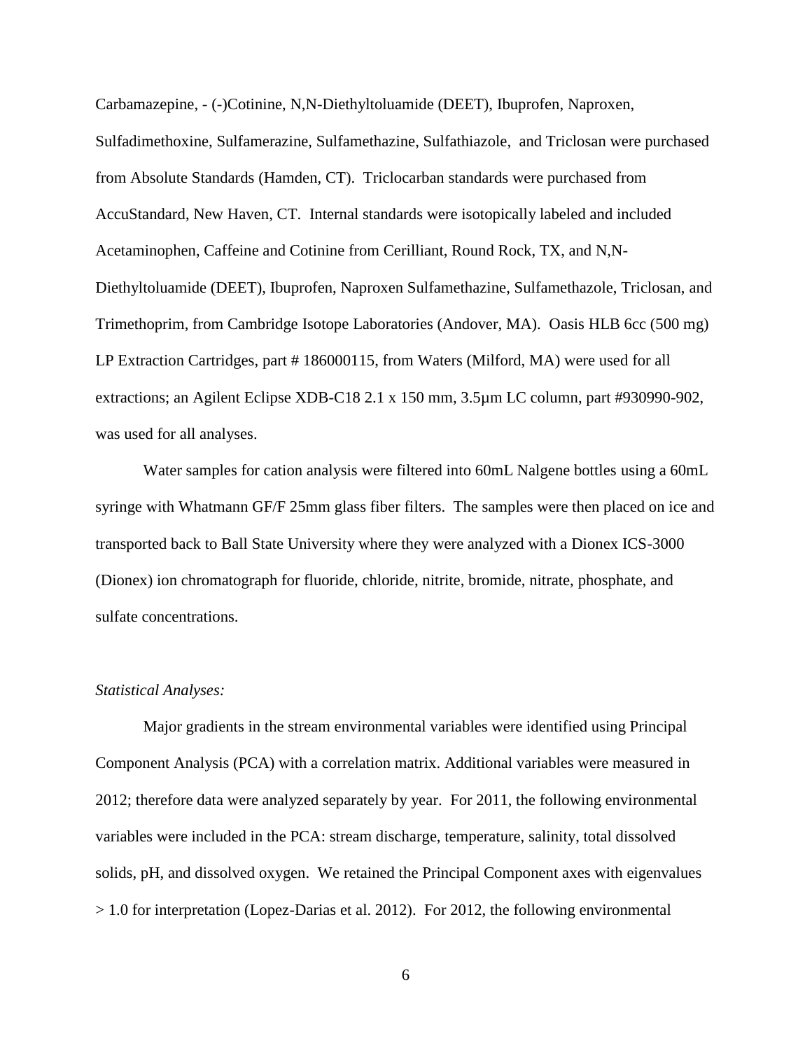Carbamazepine, - (-)Cotinine, N,N-Diethyltoluamide (DEET), Ibuprofen, Naproxen, Sulfadimethoxine, Sulfamerazine, Sulfamethazine, Sulfathiazole, and Triclosan were purchased from Absolute Standards (Hamden, CT). Triclocarban standards were purchased from AccuStandard, New Haven, CT. Internal standards were isotopically labeled and included Acetaminophen, Caffeine and Cotinine from Cerilliant, Round Rock, TX, and N,N-Diethyltoluamide (DEET), Ibuprofen, Naproxen Sulfamethazine, Sulfamethazole, Triclosan, and Trimethoprim, from Cambridge Isotope Laboratories (Andover, MA). Oasis HLB 6cc (500 mg) LP Extraction Cartridges, part # 186000115, from Waters (Milford, MA) were used for all extractions; an Agilent Eclipse XDB-C18 2.1 x 150 mm, 3.5µm LC column, part #930990-902, was used for all analyses.

Water samples for cation analysis were filtered into 60mL Nalgene bottles using a 60mL syringe with Whatmann GF/F 25mm glass fiber filters. The samples were then placed on ice and transported back to Ball State University where they were analyzed with a Dionex ICS-3000 (Dionex) ion chromatograph for fluoride, chloride, nitrite, bromide, nitrate, phosphate, and sulfate concentrations.

*Statistical Analyses:*

Major gradients in the stream environmental variables were identified using Principal Component Analysis (PCA) with a correlation matrix. Additional variables were measured in 2012; therefore data were analyzed separately by year. For 2011, the following environmental variables were included in the PCA: stream discharge, temperature, salinity, total dissolved solids, pH, and dissolved oxygen. We retained the Principal Component axes with eigenvalues > 1.0 for interpretation (Lopez-Darias et al. 2012). For 2012, the following environmental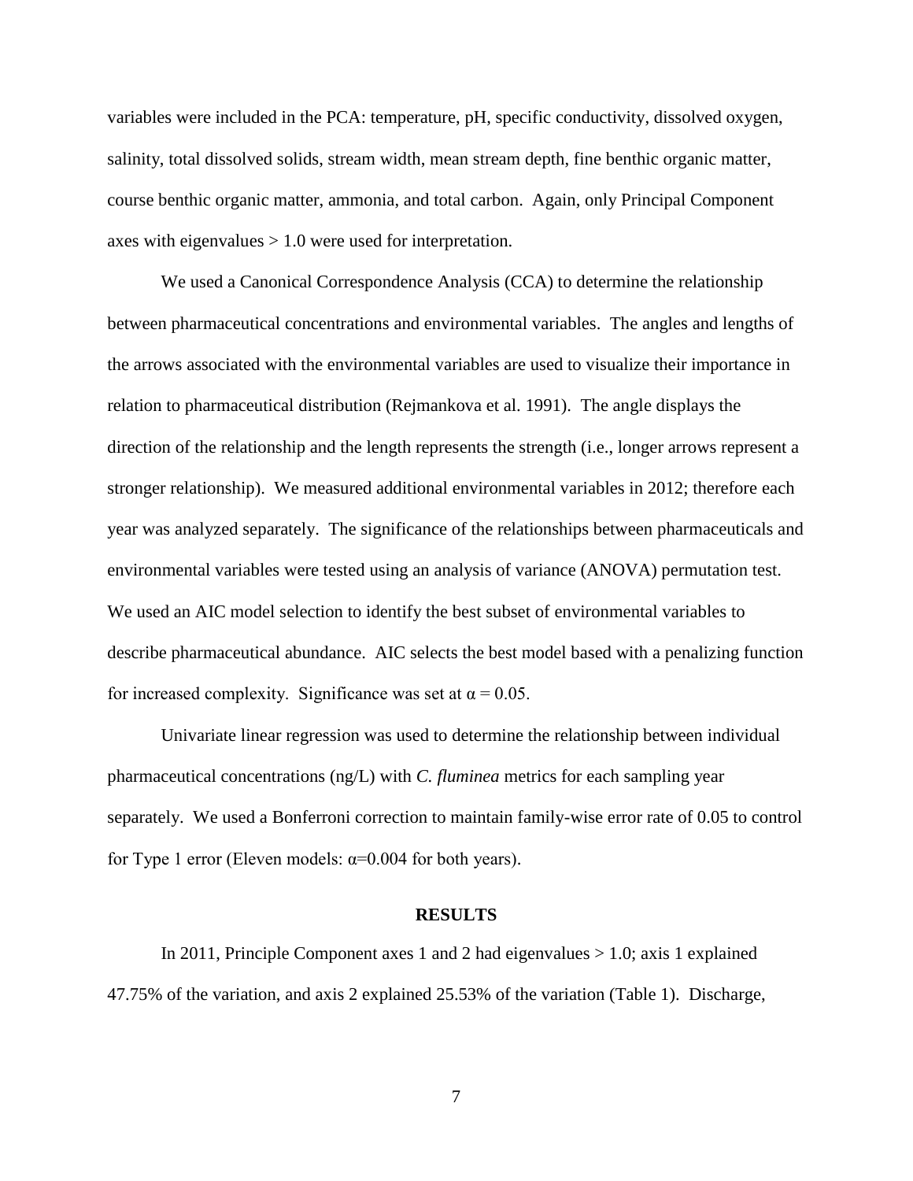variables were included in the PCA: temperature, pH, specific conductivity, dissolved oxygen, salinity, total dissolved solids, stream width, mean stream depth, fine benthic organic matter, course benthic organic matter, ammonia, and total carbon. Again, only Principal Component axes with eigenvalues > 1.0 were used for interpretation.

We used a Canonical Correspondence Analysis (CCA) to determine the relationship between pharmaceutical concentrations and environmental variables. The angles and lengths of the arrows associated with the environmental variables are used to visualize their importance in relation to pharmaceutical distribution (Rejmankova et al. 1991). The angle displays the direction of the relationship and the length represents the strength (i.e., longer arrows represent a stronger relationship). We measured additional environmental variables in 2012; therefore each year was analyzed separately. The significance of the relationships between pharmaceuticals and environmental variables were tested using an analysis of variance (ANOVA) permutation test. We used an AIC model selection to identify the best subset of environmental variables to describe pharmaceutical abundance. AIC selects the best model based with a penalizing function for increased complexity. Significance was set at $\alpha = 0.05$.

Univariate linear regression was used to determine the relationship between individual pharmaceutical concentrations (ng/L) with *C. fluminea* metrics for each sampling year separately. We used a Bonferroni correction to maintain family-wise error rate of 0.05 to control for Type 1 error (Eleven models: $\alpha$=0.004 for both years).

## RESULTS

In 2011, Principle Component axes 1 and 2 had eigenvalues > 1.0; axis 1 explained 47.75% of the variation, and axis 2 explained 25.53% of the variation (Table 1). Discharge,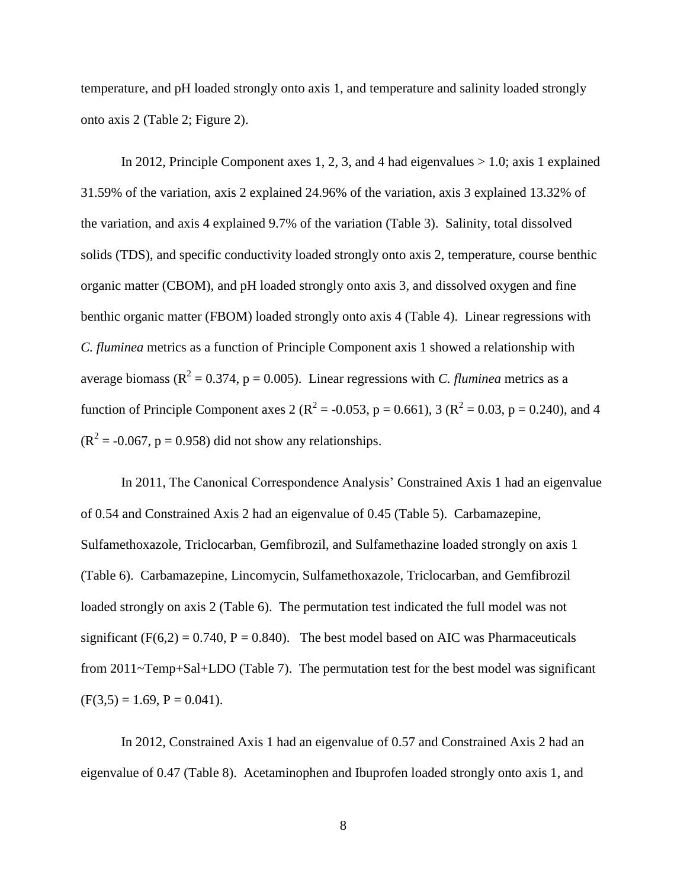temperature, and pH loaded strongly onto axis 1, and temperature and salinity loaded strongly onto axis 2 (Table 2; Figure 2).

In 2012, Principle Component axes 1, 2, 3, and 4 had eigenvalues > 1.0; axis 1 explained 31.59% of the variation, axis 2 explained 24.96% of the variation, axis 3 explained 13.32% of the variation, and axis 4 explained 9.7% of the variation (Table 3). Salinity, total dissolved solids (TDS), and specific conductivity loaded strongly onto axis 2, temperature, course benthic organic matter (CBOM), and pH loaded strongly onto axis 3, and dissolved oxygen and fine benthic organic matter (FBOM) loaded strongly onto axis 4 (Table 4). Linear regressions with *C. fluminea* metrics as a function of Principle Component axis 1 showed a relationship with average biomass ($R^2 = 0.374$, $p = 0.005$). Linear regressions with *C. fluminea* metrics as a function of Principle Component axes 2 ($R^2 = -0.053$, $p = 0.661$), 3 ($R^2 = 0.03$, $p = 0.240$), and 4 ($R^2 = -0.067$, $p = 0.958$) did not show any relationships.

In 2011, The Canonical Correspondence Analysis' Constrained Axis 1 had an eigenvalue of 0.54 and Constrained Axis 2 had an eigenvalue of 0.45 (Table 5). Carbamazepine, Sulfamethoxazole, Triclocarban, Gemfibrozil, and Sulfamethazine loaded strongly on axis 1 (Table 6). Carbamazepine, Lincomycin, Sulfamethoxazole, Triclocarban, and Gemfibrozil loaded strongly on axis 2 (Table 6). The permutation test indicated the full model was not significant ($F(6,2) = 0.740$, $P = 0.840$). The best model based on AIC was Pharmaceuticals from 2011~Temp+Sal+LDO (Table 7). The permutation test for the best model was significant ($F(3,5) = 1.69$, $P = 0.041$).

In 2012, Constrained Axis 1 had an eigenvalue of 0.57 and Constrained Axis 2 had an eigenvalue of 0.47 (Table 8). Acetaminophen and Ibuprofen loaded strongly onto axis 1, and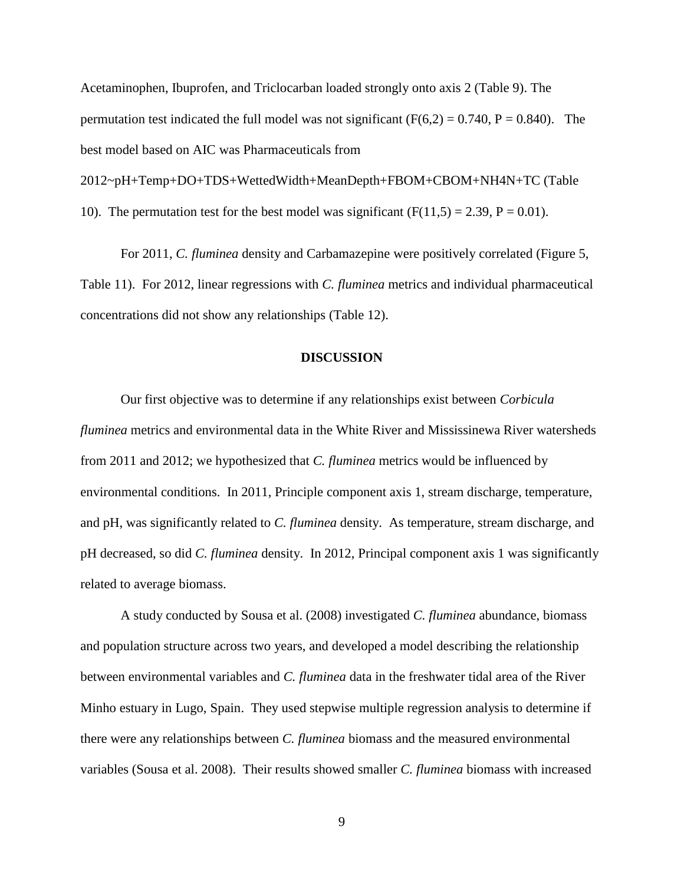Acetaminophen, Ibuprofen, and Triclocarban loaded strongly onto axis 2 (Table 9). The permutation test indicated the full model was not significant ($F(6,2) = 0.740$, $P = 0.840$). The best model based on AIC was Pharmaceuticals from 2012~pH+Temp+DO+TDS+WettedWidth+MeanDepth+FBOM+CBOM+NH4N+TC (Table 10). The permutation test for the best model was significant ($F(11,5) = 2.39$, $P = 0.01$).

For 2011, *C. fluminea* density and Carbamazepine were positively correlated (Figure 5, Table 11). For 2012, linear regressions with *C. fluminea* metrics and individual pharmaceutical concentrations did not show any relationships (Table 12).

## DISCUSSION

Our first objective was to determine if any relationships exist between *Corbicula fluminea* metrics and environmental data in the White River and Mississinewa River watersheds from 2011 and 2012; we hypothesized that *C. fluminea* metrics would be influenced by environmental conditions. In 2011, Principle component axis 1, stream discharge, temperature, and pH, was significantly related to *C. fluminea* density. As temperature, stream discharge, and pH decreased, so did *C. fluminea* density. In 2012, Principal component axis 1 was significantly related to average biomass.

A study conducted by Sousa et al. (2008) investigated *C. fluminea* abundance, biomass and population structure across two years, and developed a model describing the relationship between environmental variables and *C. fluminea* data in the freshwater tidal area of the River Minho estuary in Lugo, Spain. They used stepwise multiple regression analysis to determine if there were any relationships between *C. fluminea* biomass and the measured environmental variables (Sousa et al. 2008). Their results showed smaller *C. fluminea* biomass with increased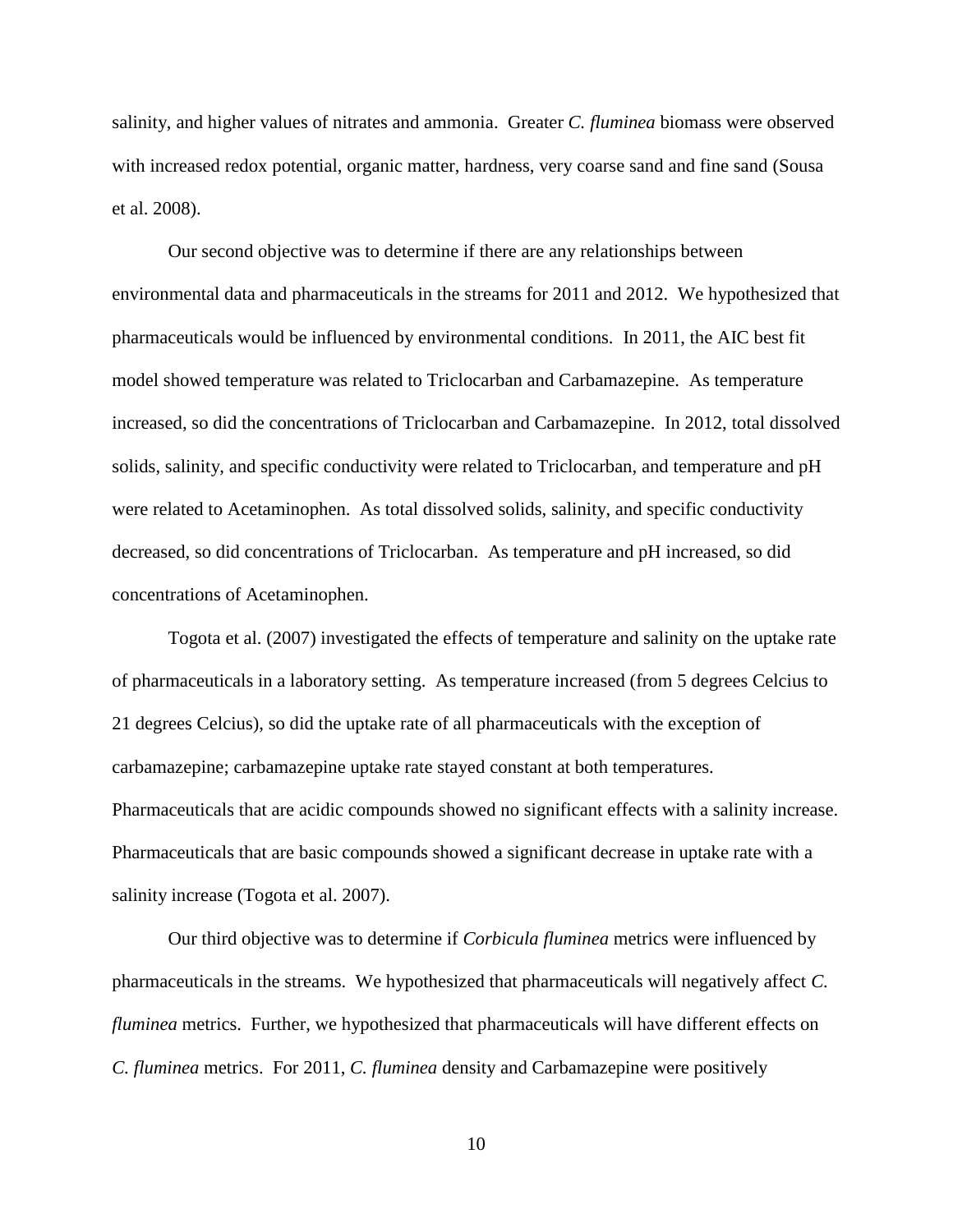salinity, and higher values of nitrates and ammonia. Greater *C. fluminea* biomass were observed with increased redox potential, organic matter, hardness, very coarse sand and fine sand (Sousa et al. 2008).

Our second objective was to determine if there are any relationships between environmental data and pharmaceuticals in the streams for 2011 and 2012. We hypothesized that pharmaceuticals would be influenced by environmental conditions. In 2011, the AIC best fit model showed temperature was related to Triclocarban and Carbamazepine. As temperature increased, so did the concentrations of Triclocarban and Carbamazepine. In 2012, total dissolved solids, salinity, and specific conductivity were related to Triclocarban, and temperature and pH were related to Acetaminophen. As total dissolved solids, salinity, and specific conductivity decreased, so did concentrations of Triclocarban. As temperature and pH increased, so did concentrations of Acetaminophen.

Togota et al. (2007) investigated the effects of temperature and salinity on the uptake rate of pharmaceuticals in a laboratory setting. As temperature increased (from 5 degrees Celcius to 21 degrees Celcius), so did the uptake rate of all pharmaceuticals with the exception of carbamazepine; carbamazepine uptake rate stayed constant at both temperatures. Pharmaceuticals that are acidic compounds showed no significant effects with a salinity increase. Pharmaceuticals that are basic compounds showed a significant decrease in uptake rate with a salinity increase (Togota et al. 2007).

Our third objective was to determine if *Corbicula fluminea* metrics were influenced by pharmaceuticals in the streams. We hypothesized that pharmaceuticals will negatively affect *C. fluminea* metrics. Further, we hypothesized that pharmaceuticals will have different effects on *C. fluminea* metrics. For 2011, *C. fluminea* density and Carbamazepine were positively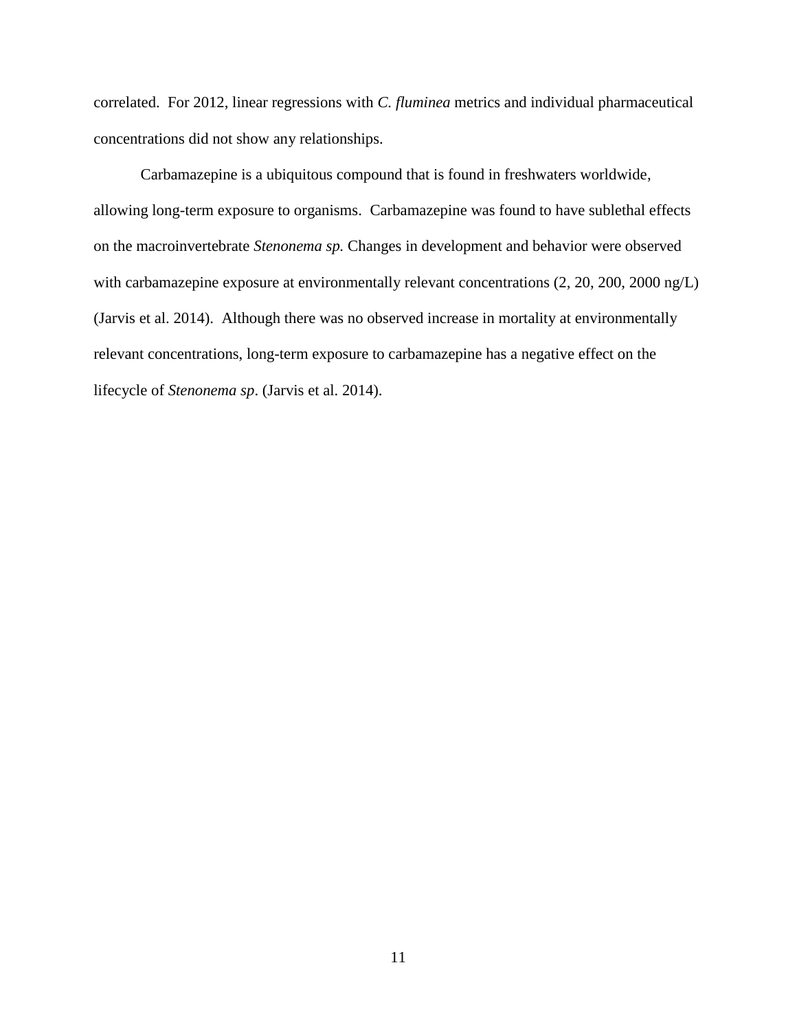correlated. For 2012, linear regressions with *C. fluminea* metrics and individual pharmaceutical concentrations did not show any relationships.

Carbamazepine is a ubiquitous compound that is found in freshwaters worldwide, allowing long-term exposure to organisms. Carbamazepine was found to have sublethal effects on the macroinvertebrate *Stenonema sp.* Changes in development and behavior were observed with carbamazepine exposure at environmentally relevant concentrations (2, 20, 200, 2000 ng/L) (Jarvis et al. 2014). Although there was no observed increase in mortality at environmentally relevant concentrations, long-term exposure to carbamazepine has a negative effect on the lifecycle of *Stenonema sp*. (Jarvis et al. 2014).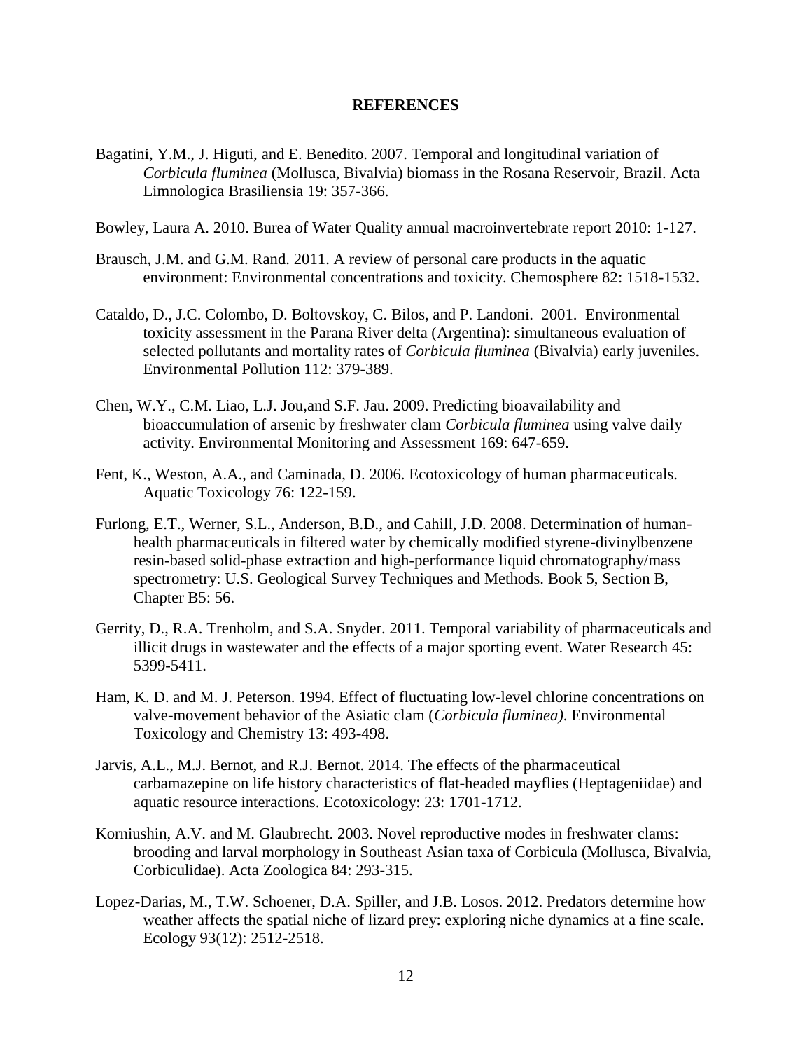# REFERENCES

Bagatini, Y.M., J. Higuti, and E. Benedito. 2007. Temporal and longitudinal variation of *Corbicula fluminea* (Mollusca, Bivalvia) biomass in the Rosana Reservoir, Brazil. Acta Limnologica Brasiliensia 19: 357-366.

Bowley, Laura A. 2010. Burea of Water Quality annual macroinvertebrate report 2010: 1-127.

Brausch, J.M. and G.M. Rand. 2011. A review of personal care products in the aquatic environment: Environmental concentrations and toxicity. Chemosphere 82: 1518-1532.

Cataldo, D., J.C. Colombo, D. Boltovskoy, C. Bilos, and P. Landoni. 2001. Environmental toxicity assessment in the Parana River delta (Argentina): simultaneous evaluation of selected pollutants and mortality rates of *Corbicula fluminea* (Bivalvia) early juveniles. Environmental Pollution 112: 379-389.

Chen, W.Y., C.M. Liao, L.J. Jou,and S.F. Jau. 2009. Predicting bioavailability and bioaccumulation of arsenic by freshwater clam *Corbicula fluminea* using valve daily activity. Environmental Monitoring and Assessment 169: 647-659.

Fent, K., Weston, A.A., and Caminada, D. 2006. Ecotoxicology of human pharmaceuticals. Aquatic Toxicology 76: 122-159.

Furlong, E.T., Werner, S.L., Anderson, B.D., and Cahill, J.D. 2008. Determination of human-health pharmaceuticals in filtered water by chemically modified styrene-divinylbenzene resin-based solid-phase extraction and high-performance liquid chromatography/mass spectrometry: U.S. Geological Survey Techniques and Methods. Book 5, Section B, Chapter B5: 56.

Gerrity, D., R.A. Trenholm, and S.A. Snyder. 2011. Temporal variability of pharmaceuticals and illicit drugs in wastewater and the effects of a major sporting event. Water Research 45: 5399-5411.

Ham, K. D. and M. J. Peterson. 1994. Effect of fluctuating low-level chlorine concentrations on valve-movement behavior of the Asiatic clam (*Corbicula fluminea)*. Environmental Toxicology and Chemistry 13: 493-498.

Jarvis, A.L., M.J. Bernot, and R.J. Bernot. 2014. The effects of the pharmaceutical carbamazepine on life history characteristics of flat-headed mayflies (Heptageniidae) and aquatic resource interactions. Ecotoxicology: 23: 1701-1712.

Korniushin, A.V. and M. Glaubrecht. 2003. Novel reproductive modes in freshwater clams: brooding and larval morphology in Southeast Asian taxa of Corbicula (Mollusca, Bivalvia, Corbiculidae). Acta Zoologica 84: 293-315.

Lopez-Darias, M., T.W. Schoener, D.A. Spiller, and J.B. Losos. 2012. Predators determine how weather affects the spatial niche of lizard prey: exploring niche dynamics at a fine scale. Ecology 93(12): 2512-2518.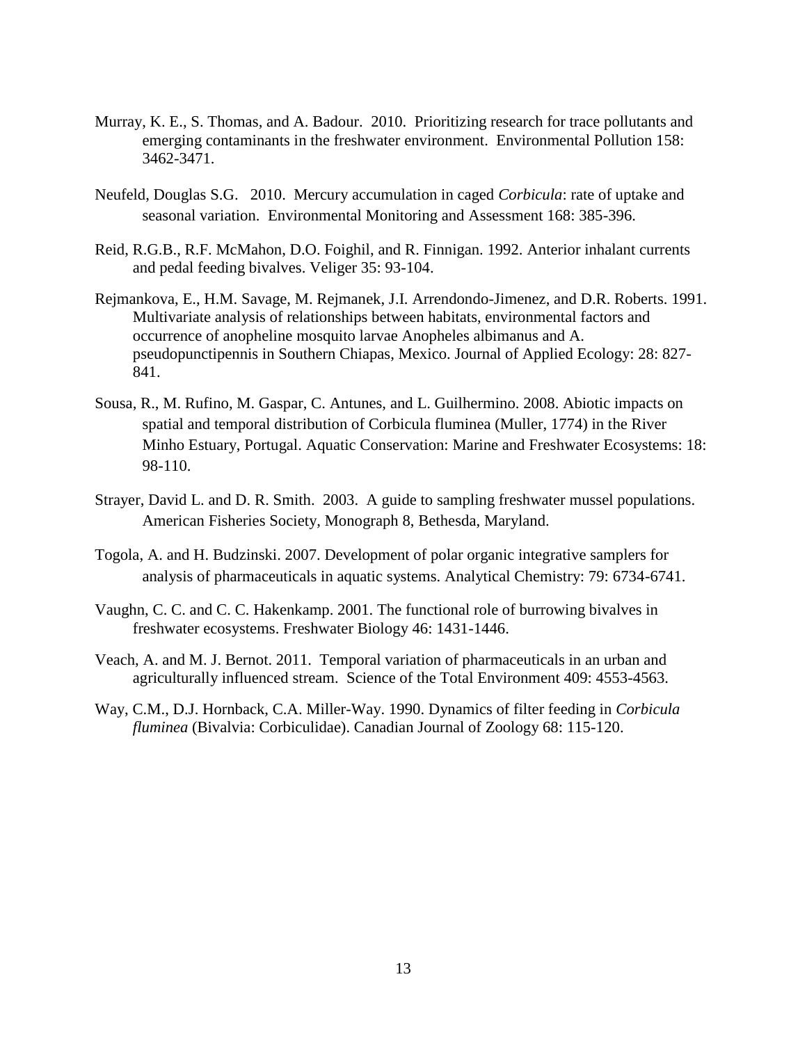Murray, K. E., S. Thomas, and A. Badour. 2010. Prioritizing research for trace pollutants and emerging contaminants in the freshwater environment. Environmental Pollution 158: 3462-3471.

Neufeld, Douglas S.G. 2010. Mercury accumulation in caged *Corbicula*: rate of uptake and seasonal variation. Environmental Monitoring and Assessment 168: 385-396.

Reid, R.G.B., R.F. McMahon, D.O. Foighil, and R. Finnigan. 1992. Anterior inhalant currents and pedal feeding bivalves. Veliger 35: 93-104.

Rejmankova, E., H.M. Savage, M. Rejmanek, J.I. Arrendondo-Jimenez, and D.R. Roberts. 1991. Multivariate analysis of relationships between habitats, environmental factors and occurrence of anopheline mosquito larvae Anopheles albimanus and A. pseudopunctipennis in Southern Chiapas, Mexico. Journal of Applied Ecology: 28: 827-841.

Sousa, R., M. Rufino, M. Gaspar, C. Antunes, and L. Guilhermino. 2008. Abiotic impacts on spatial and temporal distribution of Corbicula fluminea (Muller, 1774) in the River Minho Estuary, Portugal. Aquatic Conservation: Marine and Freshwater Ecosystems: 18: 98-110.

Strayer, David L. and D. R. Smith. 2003. A guide to sampling freshwater mussel populations. American Fisheries Society, Monograph 8, Bethesda, Maryland.

Togola, A. and H. Budzinski. 2007. Development of polar organic integrative samplers for analysis of pharmaceuticals in aquatic systems. Analytical Chemistry: 79: 6734-6741.

Vaughn, C. C. and C. C. Hakenkamp. 2001. The functional role of burrowing bivalves in freshwater ecosystems. Freshwater Biology 46: 1431-1446.

Veach, A. and M. J. Bernot. 2011. Temporal variation of pharmaceuticals in an urban and agriculturally influenced stream. Science of the Total Environment 409: 4553-4563.

Way, C.M., D.J. Hornback, C.A. Miller-Way. 1990. Dynamics of filter feeding in *Corbicula fluminea* (Bivalvia: Corbiculidae). Canadian Journal of Zoology 68: 115-120.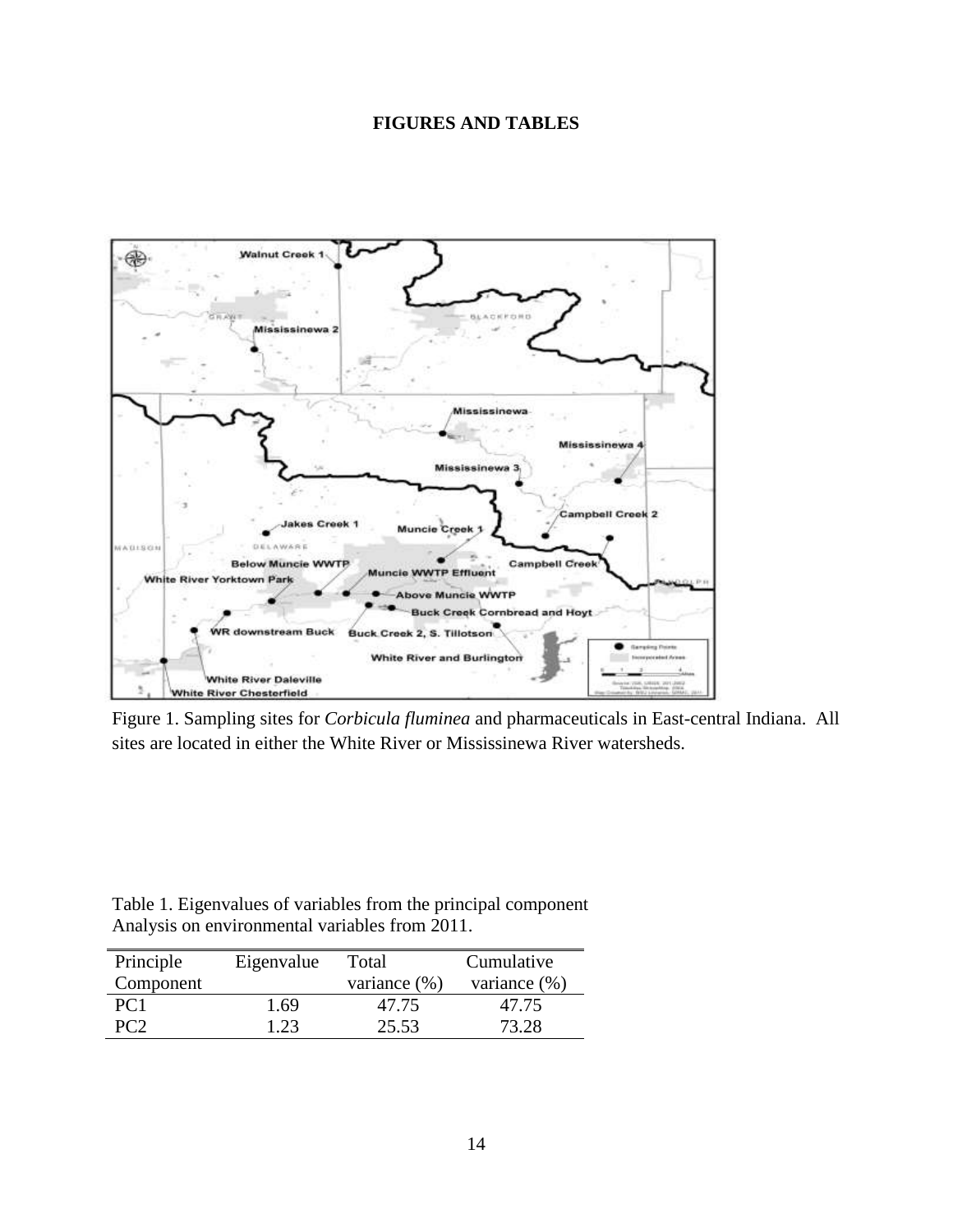**FIGURES AND TABLES**

Figure 1. Sampling sites for *Corbicula fluminea* and pharmaceuticals in East-central Indiana. All sites are located in either the White River or Mississinewa River watersheds.

Table 1. Eigenvalues of variables from the principal component Analysis on environmental variables from 2011.

| Principle Component | Eigenvalue | Total variance (%) | Cumulative variance (%) |
|---|---|---|---|
| PC1 | 1.69 | 47.75 | 47.75 |
| PC2 | 1.23 | 25.53 | 73.28 |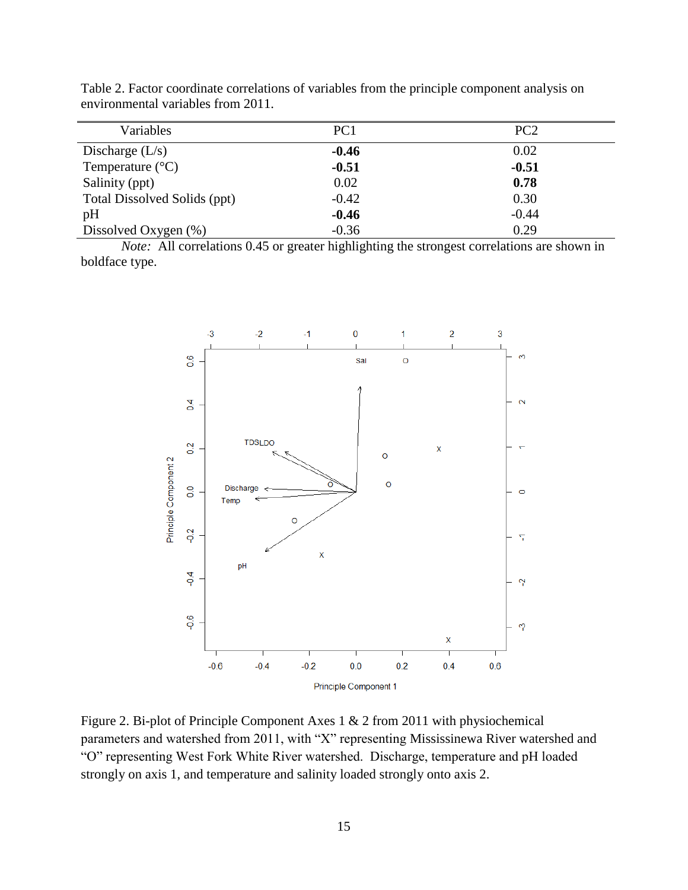Table 2. Factor coordinate correlations of variables from the principle component analysis on environmental variables from 2011.

| Variables | PC1 | PC2 |
|---|---|---|
| Discharge (L/s) | **-0.46** | 0.02 |
| Temperature (°C) | **-0.51** | **-0.51** |
| Salinity (ppt) | 0.02 | **0.78** |
| Total Dissolved Solids (ppt) | -0.42 | 0.30 |
| pH | **-0.46** | -0.44 |
| Dissolved Oxygen (%) | -0.36 | 0.29 |

*Note:* All correlations 0.45 or greater highlighting the strongest correlations are shown in boldface type.

Figure 2. Bi-plot of Principle Component Axes 1 & 2 from 2011 with physiochemical parameters and watershed from 2011, with "X" representing Mississinewa River watershed and "O" representing West Fork White River watershed. Discharge, temperature and pH loaded strongly on axis 1, and temperature and salinity loaded strongly onto axis 2.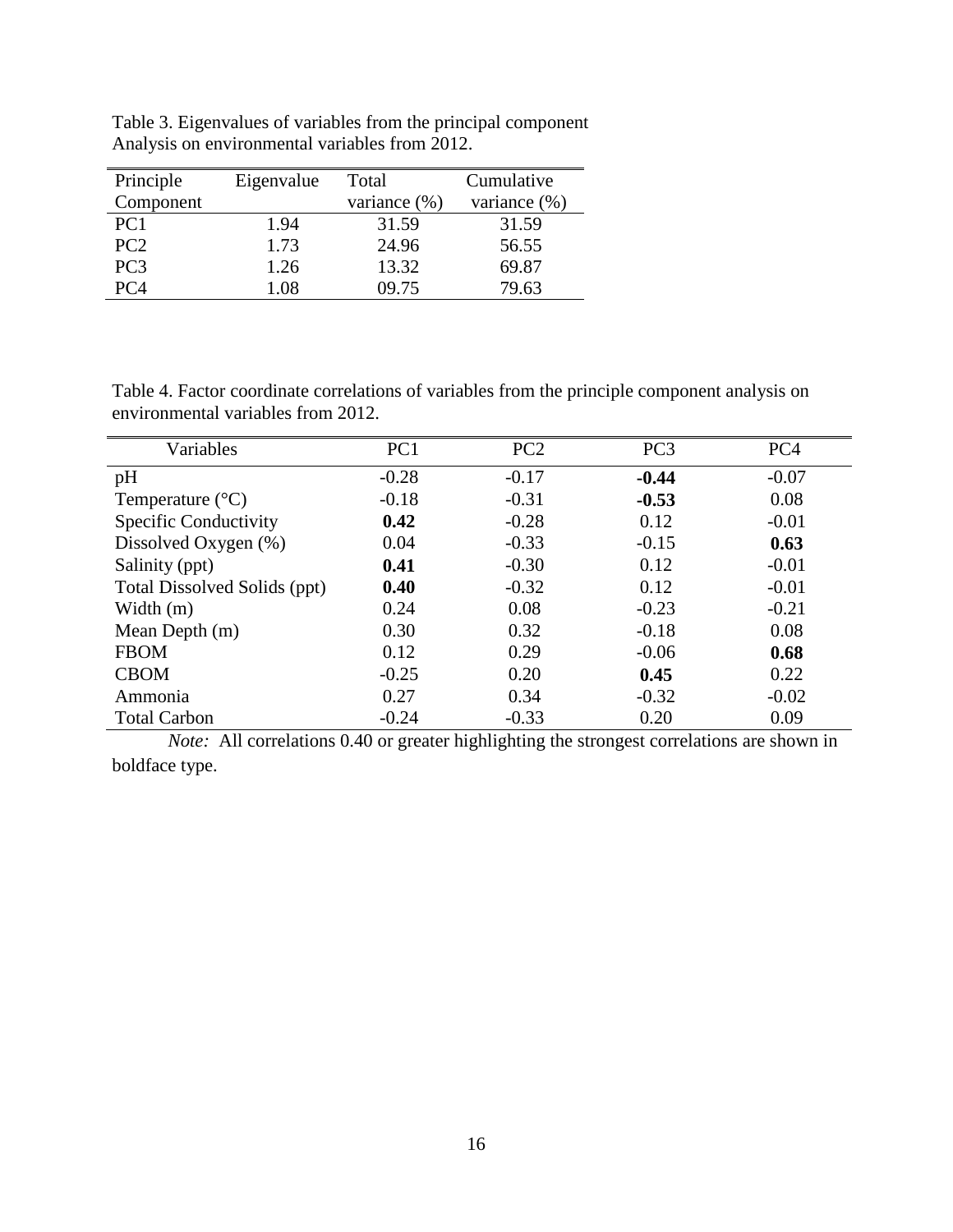Table 3. Eigenvalues of variables from the principal component Analysis on environmental variables from 2012.

| Principle Component | Eigenvalue | Total variance (%) | Cumulative variance (%) |
|---|---|---|---|
| PC1 | 1.94 | 31.59 | 31.59 |
| PC2 | 1.73 | 24.96 | 56.55 |
| PC3 | 1.26 | 13.32 | 69.87 |
| PC4 | 1.08 | 09.75 | 79.63 |

Table 4. Factor coordinate correlations of variables from the principle component analysis on environmental variables from 2012.

| Variables | PC1 | PC2 | PC3 | PC4 |
|---|---|---|---|---|
| pH | -0.28 | -0.17 | **-0.44** | -0.07 |
| Temperature (°C) | -0.18 | -0.31 | **-0.53** | 0.08 |
| Specific Conductivity | **0.42** | -0.28 | 0.12 | -0.01 |
| Dissolved Oxygen (%) | 0.04 | -0.33 | -0.15 | **0.63** |
| Salinity (ppt) | **0.41** | -0.30 | 0.12 | -0.01 |
| Total Dissolved Solids (ppt) | **0.40** | -0.32 | 0.12 | -0.01 |
| Width (m) | 0.24 | 0.08 | -0.23 | -0.21 |
| Mean Depth (m) | 0.30 | 0.32 | -0.18 | 0.08 |
| FBOM | 0.12 | 0.29 | -0.06 | **0.68** |
| CBOM | -0.25 | 0.20 | **0.45** | 0.22 |
| Ammonia | 0.27 | 0.34 | -0.32 | -0.02 |
| Total Carbon | -0.24 | -0.33 | 0.20 | 0.09 |

*Note:* All correlations 0.40 or greater highlighting the strongest correlations are shown in boldface type.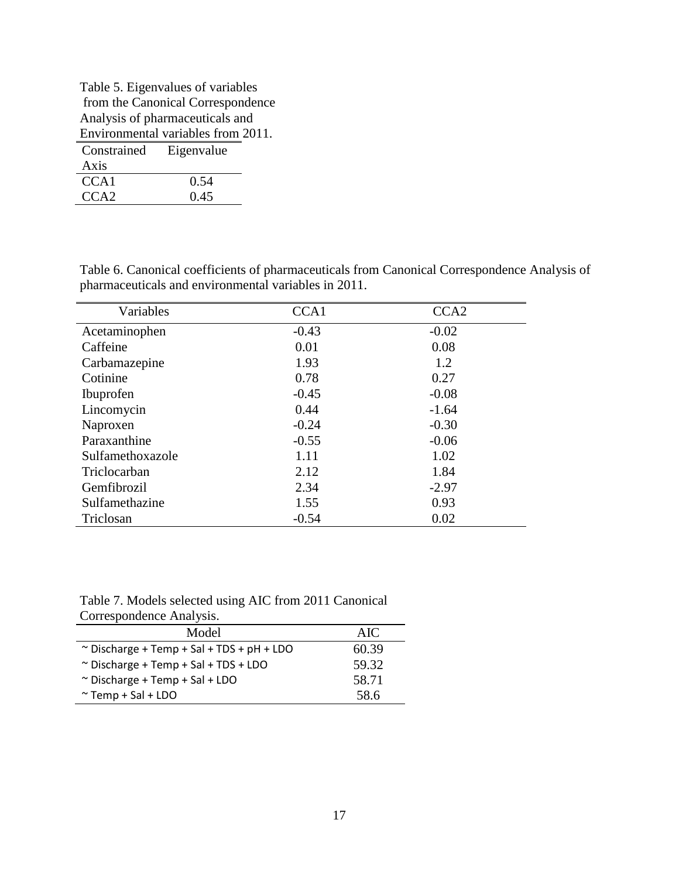Table 5. Eigenvalues of variables from the Canonical Correspondence Analysis of pharmaceuticals and Environmental variables from 2011.

| Constrained Axis | Eigenvalue |
|---|---|
| CCA1 | 0.54 |
| CCA2 | 0.45 |

Table 6. Canonical coefficients of pharmaceuticals from Canonical Correspondence Analysis of pharmaceuticals and environmental variables in 2011.

| Variables | CCA1 | CCA2 |
|---|---|---|
| Acetaminophen | -0.43 | -0.02 |
| Caffeine | 0.01 | 0.08 |
| Carbamazepine | 1.93 | 1.2 |
| Cotinine | 0.78 | 0.27 |
| Ibuprofen | -0.45 | -0.08 |
| Lincomycin | 0.44 | -1.64 |
| Naproxen | -0.24 | -0.30 |
| Paraxanthine | -0.55 | -0.06 |
| Sulfamethoxazole | 1.11 | 1.02 |
| Triclocarban | 2.12 | 1.84 |
| Gemfibrozil | 2.34 | -2.97 |
| Sulfamethazine | 1.55 | 0.93 |
| Triclosan | -0.54 | 0.02 |

Table 7. Models selected using AIC from 2011 Canonical Correspondence Analysis.

| Model | AIC |
|---|---|
| ~ Discharge + Temp + Sal + TDS + pH + LDO | 60.39 |
| ~ Discharge + Temp + Sal + TDS + LDO | 59.32 |
| ~ Discharge + Temp + Sal + LDO | 58.71 |
| ~ Temp + Sal + LDO | 58.6 |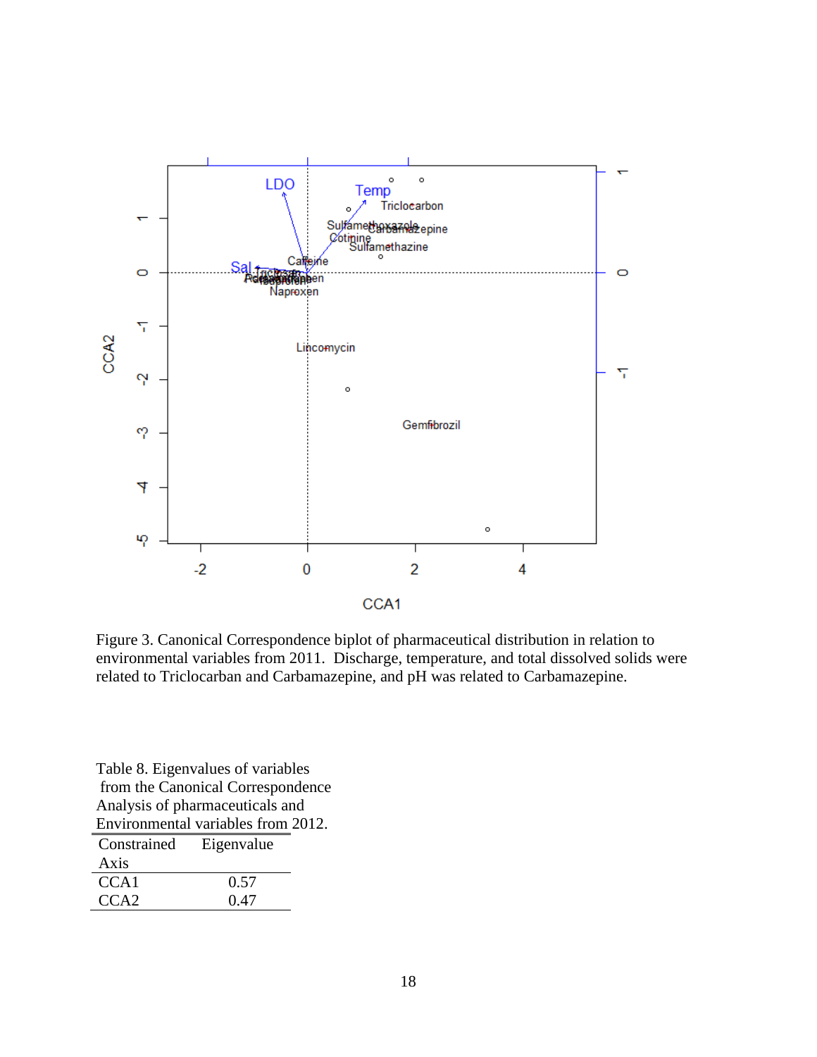Figure 3. Canonical Correspondence biplot of pharmaceutical distribution in relation to environmental variables from 2011. Discharge, temperature, and total dissolved solids were related to Triclocarban and Carbamazepine, and pH was related to Carbamazepine.

Table 8. Eigenvalues of variables from the Canonical Correspondence Analysis of pharmaceuticals and Environmental variables from 2012.

| Constrained Axis | Eigenvalue |
| --- | --- |
| CCA1 | 0.57 |
| CCA2 | 0.47 |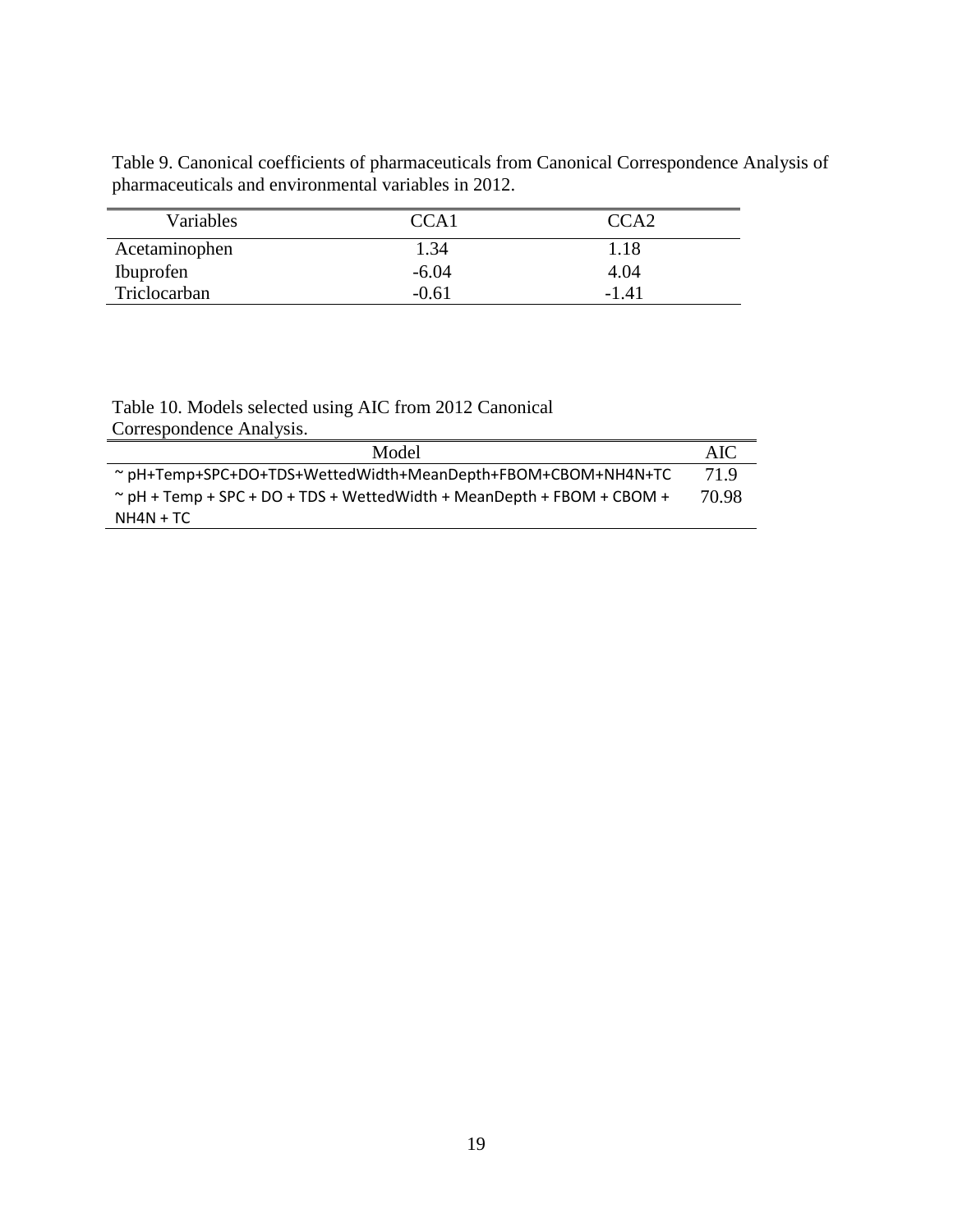Table 9. Canonical coefficients of pharmaceuticals from Canonical Correspondence Analysis of pharmaceuticals and environmental variables in 2012.

| Variables | CCA1 | CCA2 |
|---|---|---|
| Acetaminophen | 1.34 | 1.18 |
| Ibuprofen | -6.04 | 4.04 |
| Triclocarban | -0.61 | -1.41 |

Table 10. Models selected using AIC from 2012 Canonical Correspondence Analysis.

| Model | AIC |
|---|---|
| ~ pH+Temp+SPC+DO+TDS+WettedWidth+MeanDepth+FBOM+CBOM+NH4N+TC | 71.9 |
| ~ pH + Temp + SPC + DO + TDS + WettedWidth + MeanDepth + FBOM + CBOM + NH4N + TC | 70.98 |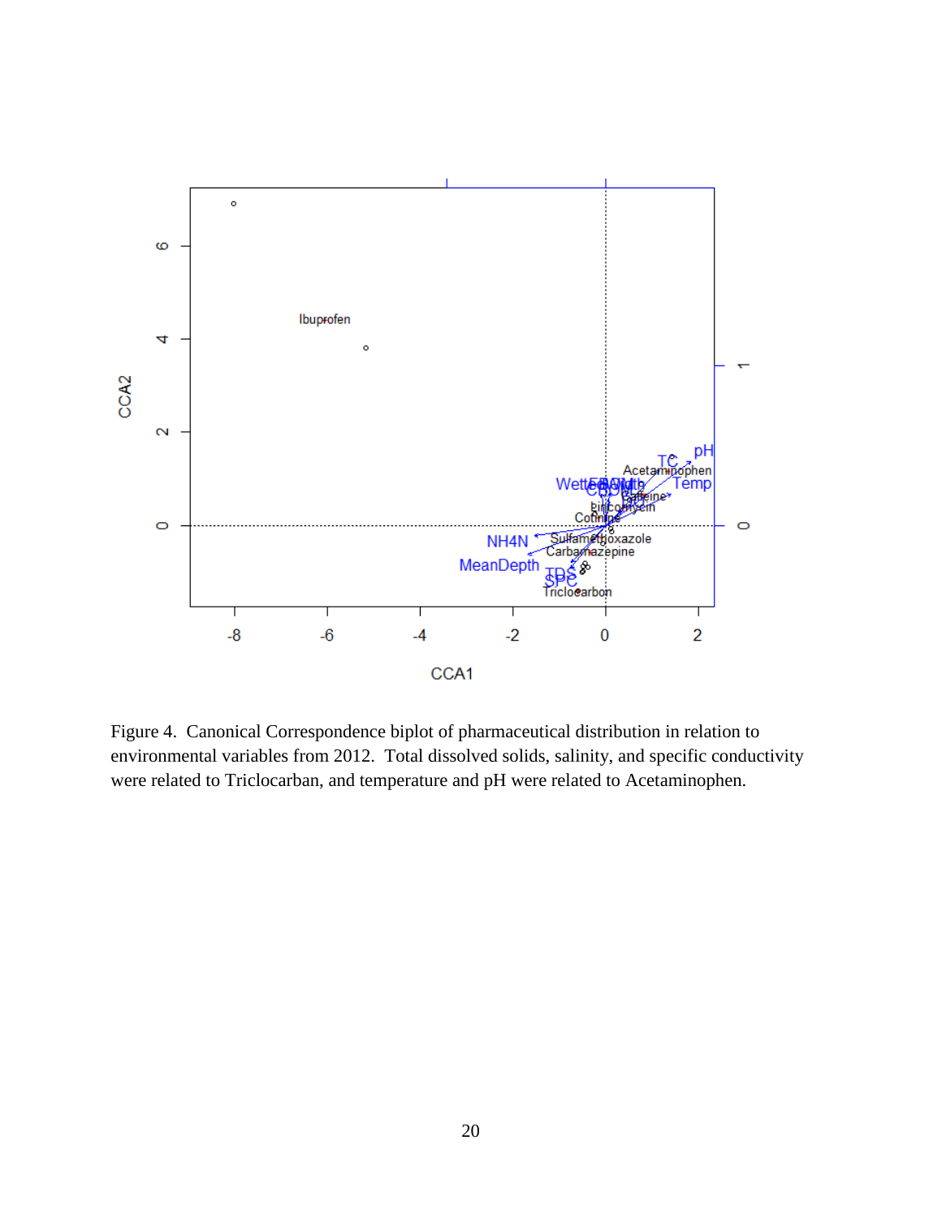Figure 4. Canonical Correspondence biplot of pharmaceutical distribution in relation to environmental variables from 2012. Total dissolved solids, salinity, and specific conductivity were related to Triclocarban, and temperature and pH were related to Acetaminophen.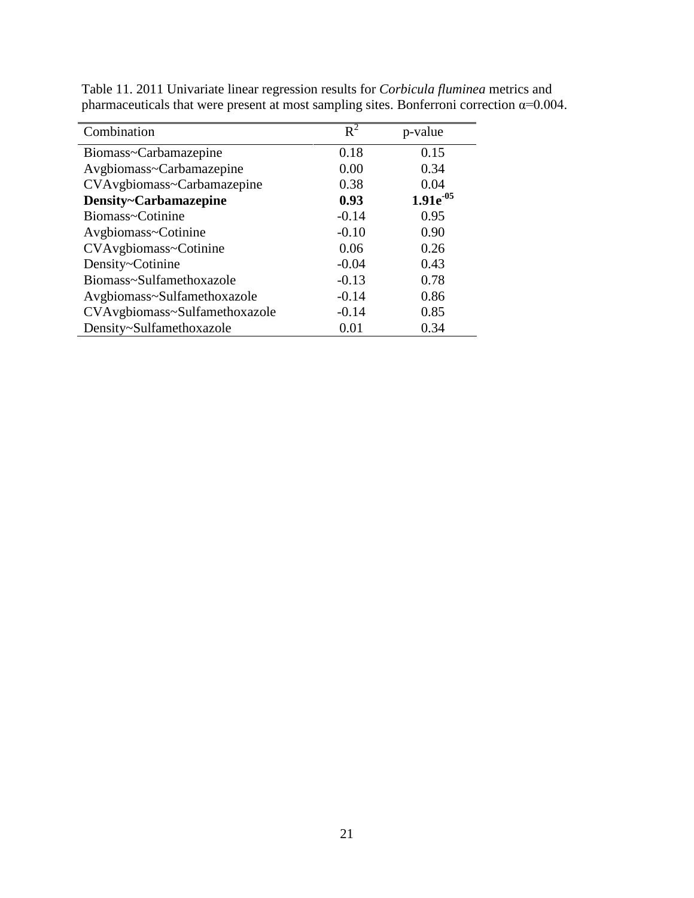Table 11. 2011 Univariate linear regression results for *Corbicula fluminea* metrics and pharmaceuticals that were present at most sampling sites. Bonferroni correction α=0.004.

| Combination | $R^2$ | p-value |
|---|---|---|
| Biomass~Carbamazepine | 0.18 | 0.15 |
| Avgbiomass~Carbamazepine | 0.00 | 0.34 |
| CVAvgbiomass~Carbamazepine | 0.38 | 0.04 |
| **Density~Carbamazepine** | **0.93** | **$1.91e^{-05}$** |
| Biomass~Cotinine | -0.14 | 0.95 |
| Avgbiomass~Cotinine | -0.10 | 0.90 |
| CVAvgbiomass~Cotinine | 0.06 | 0.26 |
| Density~Cotinine | -0.04 | 0.43 |
| Biomass~Sulfamethoxazole | -0.13 | 0.78 |
| Avgbiomass~Sulfamethoxazole | -0.14 | 0.86 |
| CVAvgbiomass~Sulfamethoxazole | -0.14 | 0.85 |
| Density~Sulfamethoxazole | 0.01 | 0.34 |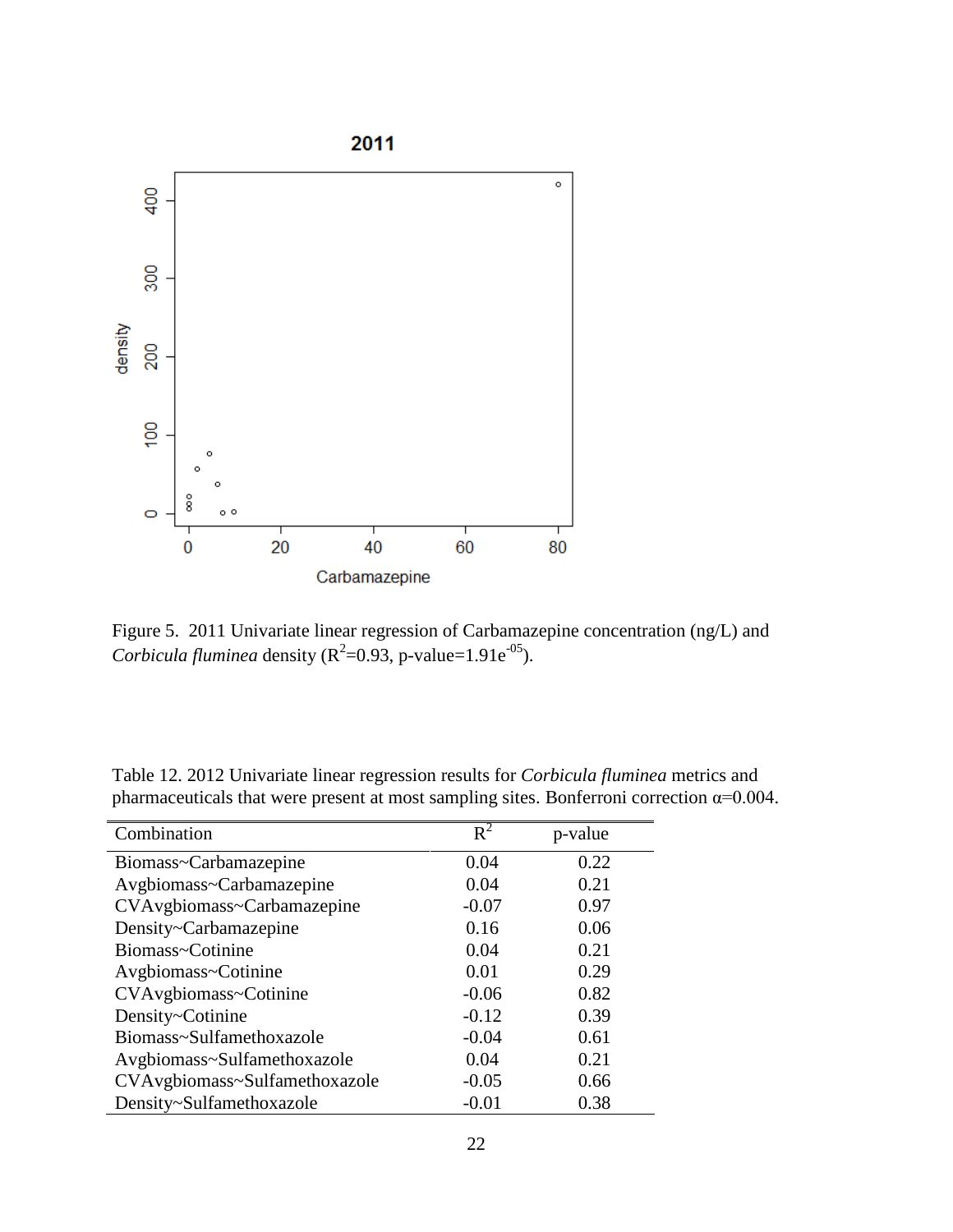2011

density

400

300

200

100

0

0

20

40

60

80

Carbamazepine

Figure 5. 2011 Univariate linear regression of Carbamazepine concentration (ng/L) and *Corbicula fluminea* density ($R^2$=0.93, p-value=1.91e$^{-05}$).

Table 12. 2012 Univariate linear regression results for *Corbicula fluminea* metrics and pharmaceuticals that were present at most sampling sites. Bonferroni correction α=0.004.

| Combination | $R^2$ | p-value |
|---|---|---|
| Biomass~Carbamazepine | 0.04 | 0.22 |
| Avgbiomass~Carbamazepine | 0.04 | 0.21 |
| CVAvgbiomass~Carbamazepine | -0.07 | 0.97 |
| Density~Carbamazepine | 0.16 | 0.06 |
| Biomass~Cotinine | 0.04 | 0.21 |
| Avgbiomass~Cotinine | 0.01 | 0.29 |
| CVAvgbiomass~Cotinine | -0.06 | 0.82 |
| Density~Cotinine | -0.12 | 0.39 |
| Biomass~Sulfamethoxazole | -0.04 | 0.61 |
| Avgbiomass~Sulfamethoxazole | 0.04 | 0.21 |
| CVAvgbiomass~Sulfamethoxazole | -0.05 | 0.66 |
| Density~Sulfamethoxazole | -0.01 | 0.38 |